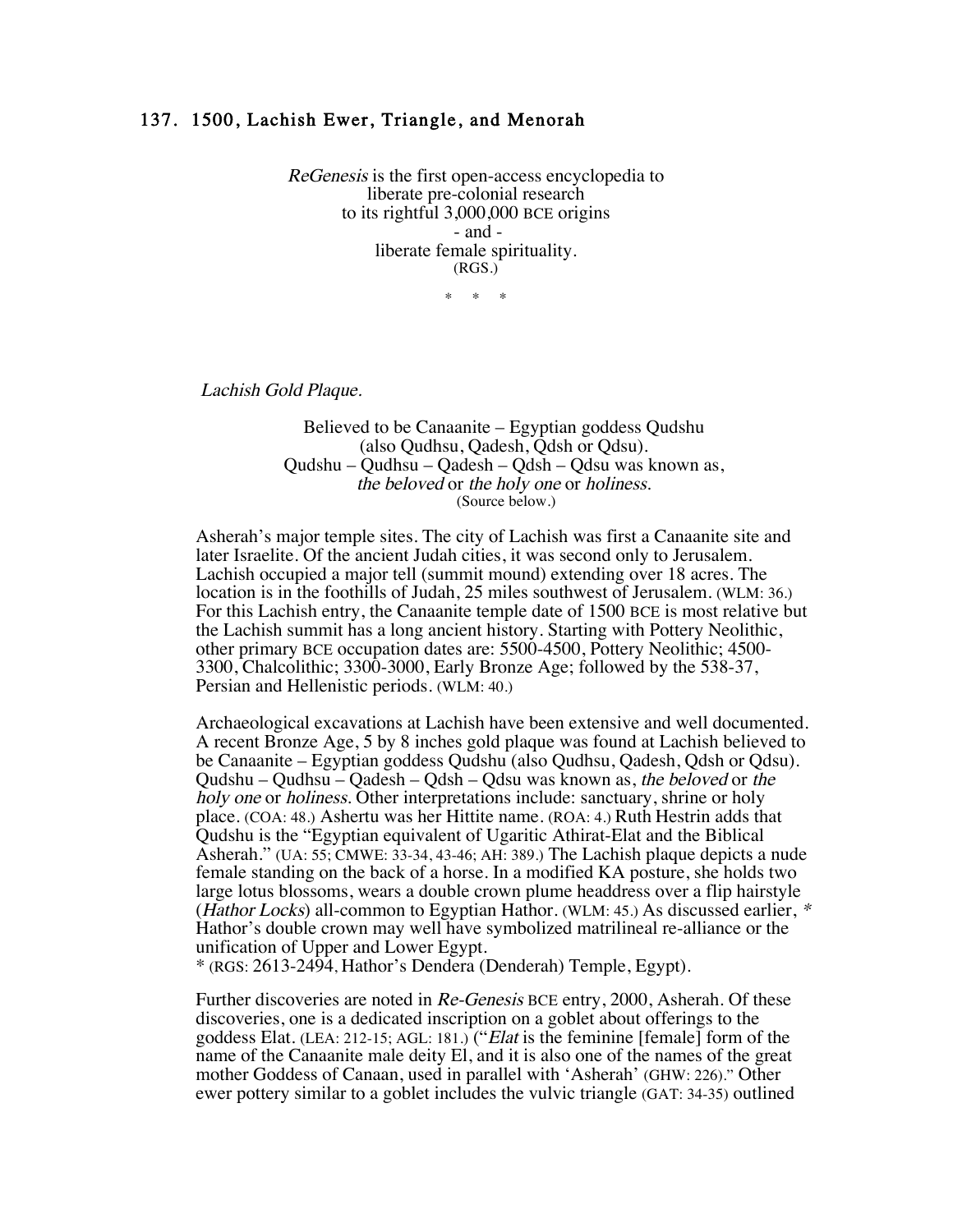## 137. 1500, Lachish Ewer, Triangle, and Menorah

*ReGenesis* is the first open-access encyclopedia to
liberate pre-colonial research
to its rightful 3,000,000 BCE origins
\- and -
liberate female spirituality.
(RGS.)

\*   \*   \*

*Lachish Gold Plaque.*

Believed to be Canaanite – Egyptian goddess Qudshu
(also Qudhsu, Qadesh, Qdsh or Qdsu).
Qudshu – Qudhsu – Qadesh – Qdsh – Qdsu was known as,
*the beloved* or *the holy one* or *holiness.*
(Source below.)

Asherah's major temple sites. The city of Lachish was first a Canaanite site and later Israelite. Of the ancient Judah cities, it was second only to Jerusalem. Lachish occupied a major tell (summit mound) extending over 18 acres. The location is in the foothills of Judah, 25 miles southwest of Jerusalem. (WLM: 36.) For this Lachish entry, the Canaanite temple date of 1500 BCE is most relative but the Lachish summit has a long ancient history. Starting with Pottery Neolithic, other primary BCE occupation dates are: 5500-4500, Pottery Neolithic; 4500-3300, Chalcolithic; 3300-3000, Early Bronze Age; followed by the 538-37, Persian and Hellenistic periods. (WLM: 40.)

Archaeological excavations at Lachish have been extensive and well documented. A recent Bronze Age, 5 by 8 inches gold plaque was found at Lachish believed to be Canaanite – Egyptian goddess Qudshu (also Qudhsu, Qadesh, Qdsh or Qdsu). Qudshu – Qudhsu – Qadesh – Qdsh – Qdsu was known as, *the beloved* or *the holy one* or *holiness.* Other interpretations include: sanctuary, shrine or holy place. (COA: 48.) Ashertu was her Hittite name. (ROA: 4.) Ruth Hestrin adds that Qudshu is the "Egyptian equivalent of Ugaritic Athirat-Elat and the Biblical Asherah." (UA: 55; CMWE: 33-34, 43-46; AH: 389.) The Lachish plaque depicts a nude female standing on the back of a horse. In a modified KA posture, she holds two large lotus blossoms, wears a double crown plume headdress over a flip hairstyle (*Hathor Locks*) all-common to Egyptian Hathor. (WLM: 45.) As discussed earlier, * Hathor's double crown may well have symbolized matrilineal re-alliance or the unification of Upper and Lower Egypt.
\* (RGS: 2613-2494, Hathor's Dendera (Denderah) Temple, Egypt).

Further discoveries are noted in *Re-Genesis* BCE entry, 2000, Asherah. Of these discoveries, one is a dedicated inscription on a goblet about offerings to the goddess Elat. (LEA: 212-15; AGL: 181.) ("*Elat* is the feminine [female] form of the name of the Canaanite male deity El, and it is also one of the names of the great mother Goddess of Canaan, used in parallel with 'Asherah' (GHW: 226)." Other ewer pottery similar to a goblet includes the vulvic triangle (GAT: 34-35) outlined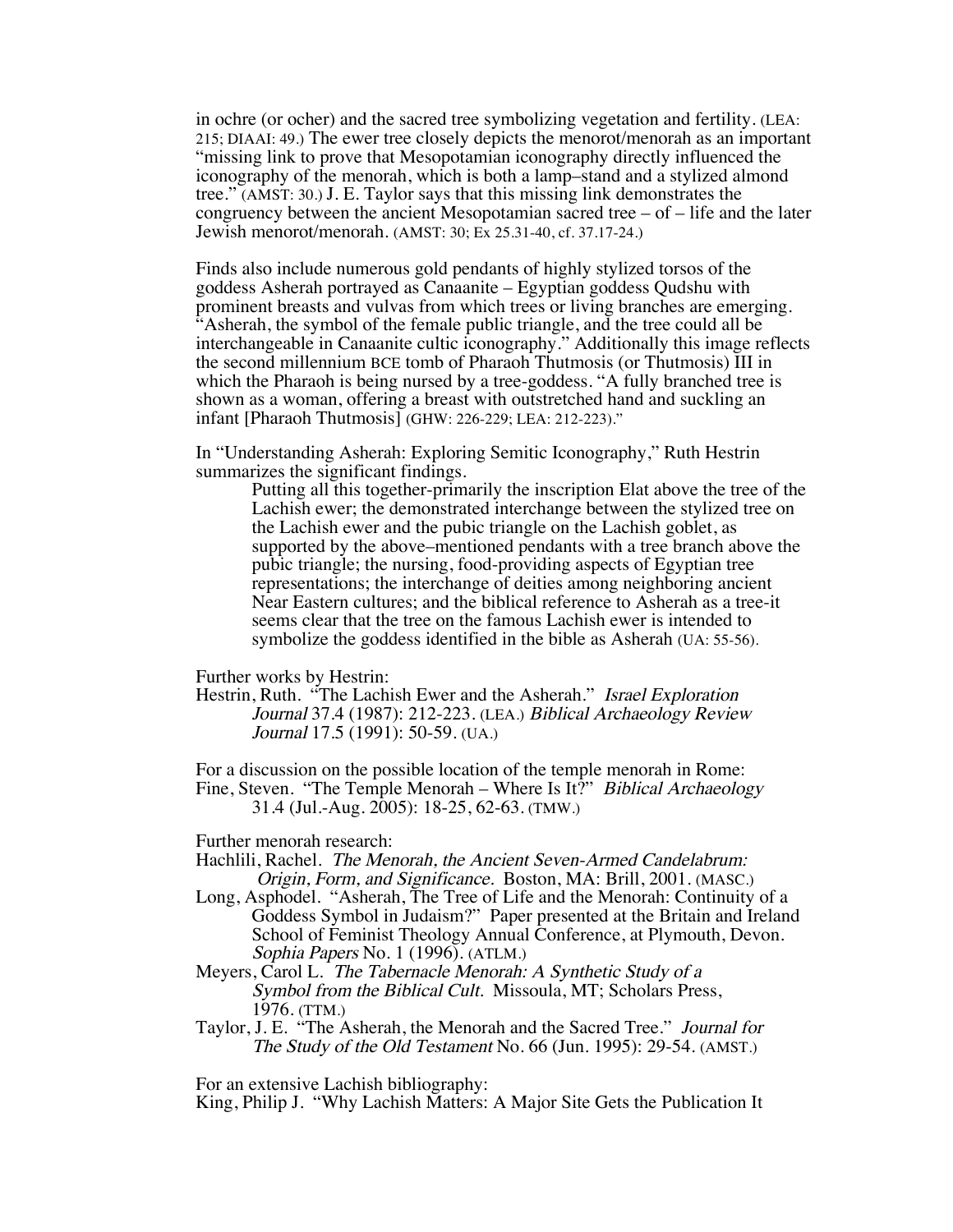in ochre (or ocher) and the sacred tree symbolizing vegetation and fertility. (LEA: 215; DIAAI: 49.) The ewer tree closely depicts the menorot/menorah as an important "missing link to prove that Mesopotamian iconography directly influenced the iconography of the menorah, which is both a lamp–stand and a stylized almond tree." (AMST: 30.) J. E. Taylor says that this missing link demonstrates the congruency between the ancient Mesopotamian sacred tree – of – life and the later Jewish menorot/menorah. (AMST: 30; Ex 25.31-40, cf. 37.17-24.)

Finds also include numerous gold pendants of highly stylized torsos of the goddess Asherah portrayed as Canaanite – Egyptian goddess Qudshu with prominent breasts and vulvas from which trees or living branches are emerging. "Asherah, the symbol of the female public triangle, and the tree could all be interchangeable in Canaanite cultic iconography." Additionally this image reflects the second millennium BCE tomb of Pharaoh Thutmosis (or Thutmosis) III in which the Pharaoh is being nursed by a tree-goddess. "A fully branched tree is shown as a woman, offering a breast with outstretched hand and suckling an infant [Pharaoh Thutmosis] (GHW: 226-229; LEA: 212-223)."

In "Understanding Asherah: Exploring Semitic Iconography," Ruth Hestrin summarizes the significant findings.

> Putting all this together-primarily the inscription Elat above the tree of the Lachish ewer; the demonstrated interchange between the stylized tree on the Lachish ewer and the pubic triangle on the Lachish goblet, as supported by the above–mentioned pendants with a tree branch above the pubic triangle; the nursing, food-providing aspects of Egyptian tree representations; the interchange of deities among neighboring ancient Near Eastern cultures; and the biblical reference to Asherah as a tree-it seems clear that the tree on the famous Lachish ewer is intended to symbolize the goddess identified in the bible as Asherah (UA: 55-56).

Further works by Hestrin:

Hestrin, Ruth. "The Lachish Ewer and the Asherah." *Israel Exploration Journal* 37.4 (1987): 212-223. (LEA.) *Biblical Archaeology Review Journal* 17.5 (1991): 50-59. (UA.)

For a discussion on the possible location of the temple menorah in Rome:

Fine, Steven. "The Temple Menorah – Where Is It?" *Biblical Archaeology* 31.4 (Jul.-Aug. 2005): 18-25, 62-63. (TMW.)

Further menorah research:

Hachlili, Rachel. *The Menorah, the Ancient Seven-Armed Candelabrum: Origin, Form, and Significance.* Boston, MA: Brill, 2001. (MASC.)

Long, Asphodel. "Asherah, The Tree of Life and the Menorah: Continuity of a Goddess Symbol in Judaism?" Paper presented at the Britain and Ireland School of Feminist Theology Annual Conference, at Plymouth, Devon. *Sophia Papers* No. 1 (1996). (ATLM.)

Meyers, Carol L. *The Tabernacle Menorah: A Synthetic Study of a Symbol from the Biblical Cult.* Missoula, MT; Scholars Press, 1976. (TTM.)

Taylor, J. E. "The Asherah, the Menorah and the Sacred Tree." *Journal for The Study of the Old Testament* No. 66 (Jun. 1995): 29-54. (AMST.)

For an extensive Lachish bibliography:

King, Philip J. "Why Lachish Matters: A Major Site Gets the Publication It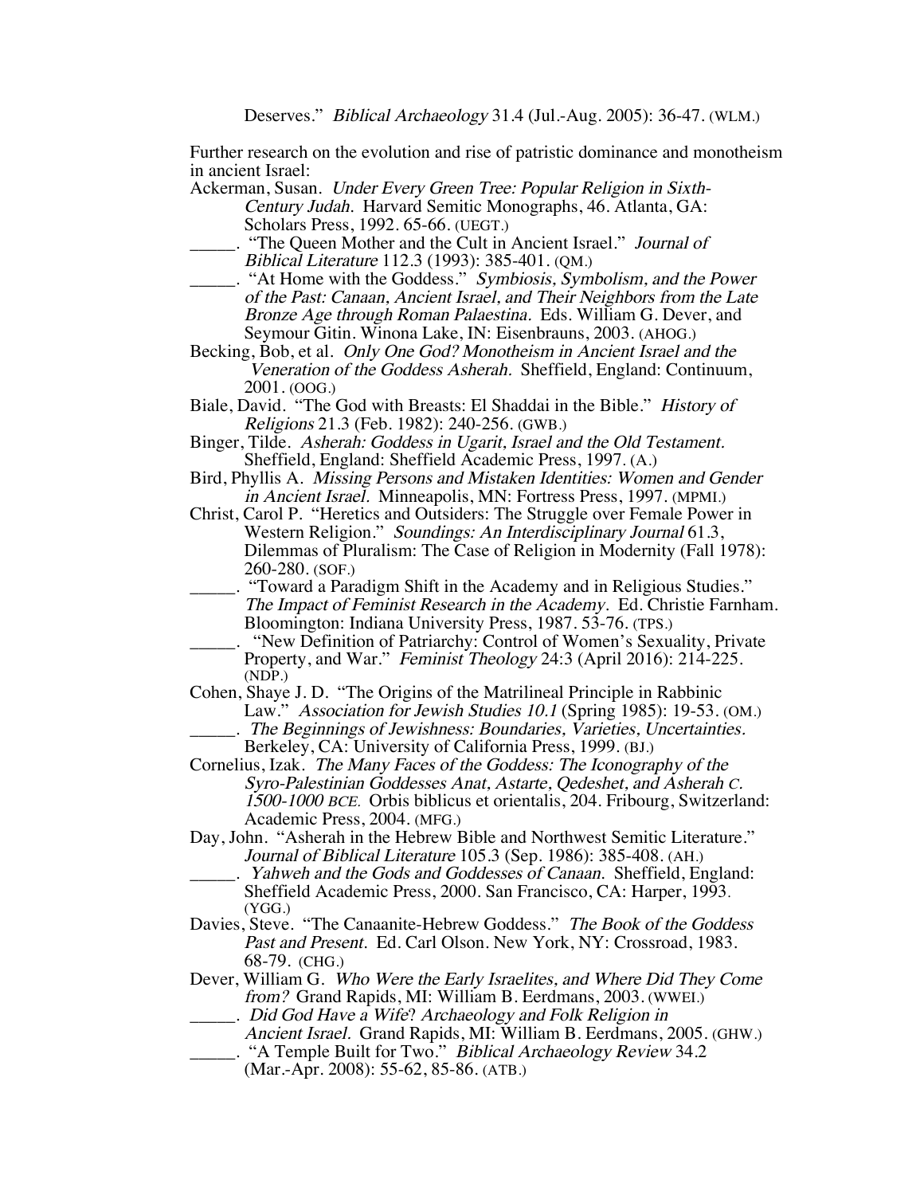Deserves." *Biblical Archaeology* 31.4 (Jul.-Aug. 2005): 36-47. (WLM.)

Further research on the evolution and rise of patristic dominance and monotheism in ancient Israel:

Ackerman, Susan. *Under Every Green Tree: Popular Religion in Sixth-Century Judah.* Harvard Semitic Monographs, 46. Atlanta, GA: Scholars Press, 1992. 65-66. (UEGT.)

_____. "The Queen Mother and the Cult in Ancient Israel." *Journal of Biblical Literature* 112.3 (1993): 385-401. (QM.)

_____. "At Home with the Goddess." *Symbiosis, Symbolism, and the Power of the Past: Canaan, Ancient Israel, and Their Neighbors from the Late Bronze Age through Roman Palaestina.* Eds. William G. Dever, and Seymour Gitin. Winona Lake, IN: Eisenbrauns, 2003. (AHOG.)

Becking, Bob, et al. *Only One God? Monotheism in Ancient Israel and the Veneration of the Goddess Asherah.* Sheffield, England: Continuum, 2001. (OOG.)

Biale, David. "The God with Breasts: El Shaddai in the Bible." *History of Religions* 21.3 (Feb. 1982): 240-256. (GWB.)

Binger, Tilde. *Asherah: Goddess in Ugarit, Israel and the Old Testament.* Sheffield, England: Sheffield Academic Press, 1997. (A.)

Bird, Phyllis A. *Missing Persons and Mistaken Identities: Women and Gender in Ancient Israel.* Minneapolis, MN: Fortress Press, 1997. (MPMI.)

Christ, Carol P. "Heretics and Outsiders: The Struggle over Female Power in Western Religion." *Soundings: An Interdisciplinary Journal* 61.3, Dilemmas of Pluralism: The Case of Religion in Modernity (Fall 1978): 260-280. (SOF.)

_____. "Toward a Paradigm Shift in the Academy and in Religious Studies." *The Impact of Feminist Research in the Academy.* Ed. Christie Farnham. Bloomington: Indiana University Press, 1987. 53-76. (TPS.)

_____. "New Definition of Patriarchy: Control of Women's Sexuality, Private Property, and War." *Feminist Theology* 24:3 (April 2016): 214-225. (NDP.)

Cohen, Shaye J. D. "The Origins of the Matrilineal Principle in Rabbinic Law." *Association for Jewish Studies 10.1* (Spring 1985): 19-53. (OM.)

_____. *The Beginnings of Jewishness: Boundaries, Varieties, Uncertainties.* Berkeley, CA: University of California Press, 1999. (BJ.)

Cornelius, Izak. *The Many Faces of the Goddess: The Iconography of the Syro-Palestinian Goddesses Anat, Astarte, Qedeshet, and Asherah C. 1500-1000 BCE.* Orbis biblicus et orientalis, 204. Fribourg, Switzerland: Academic Press, 2004. (MFG.)

Day, John. "Asherah in the Hebrew Bible and Northwest Semitic Literature." *Journal of Biblical Literature* 105.3 (Sep. 1986): 385-408. (AH.)

_____. *Yahweh and the Gods and Goddesses of Canaan.* Sheffield, England: Sheffield Academic Press, 2000. San Francisco, CA: Harper, 1993. (YGG.)

Davies, Steve. "The Canaanite-Hebrew Goddess." *The Book of the Goddess Past and Present.* Ed. Carl Olson. New York, NY: Crossroad, 1983. 68-79. (CHG.)

Dever, William G. *Who Were the Early Israelites, and Where Did They Come from?* Grand Rapids, MI: William B. Eerdmans, 2003. (WWEI.)

_____. *Did God Have a Wife? Archaeology and Folk Religion in Ancient Israel.* Grand Rapids, MI: William B. Eerdmans, 2005. (GHW.)

_____. "A Temple Built for Two." *Biblical Archaeology Review* 34.2 (Mar.-Apr. 2008): 55-62, 85-86. (ATB.)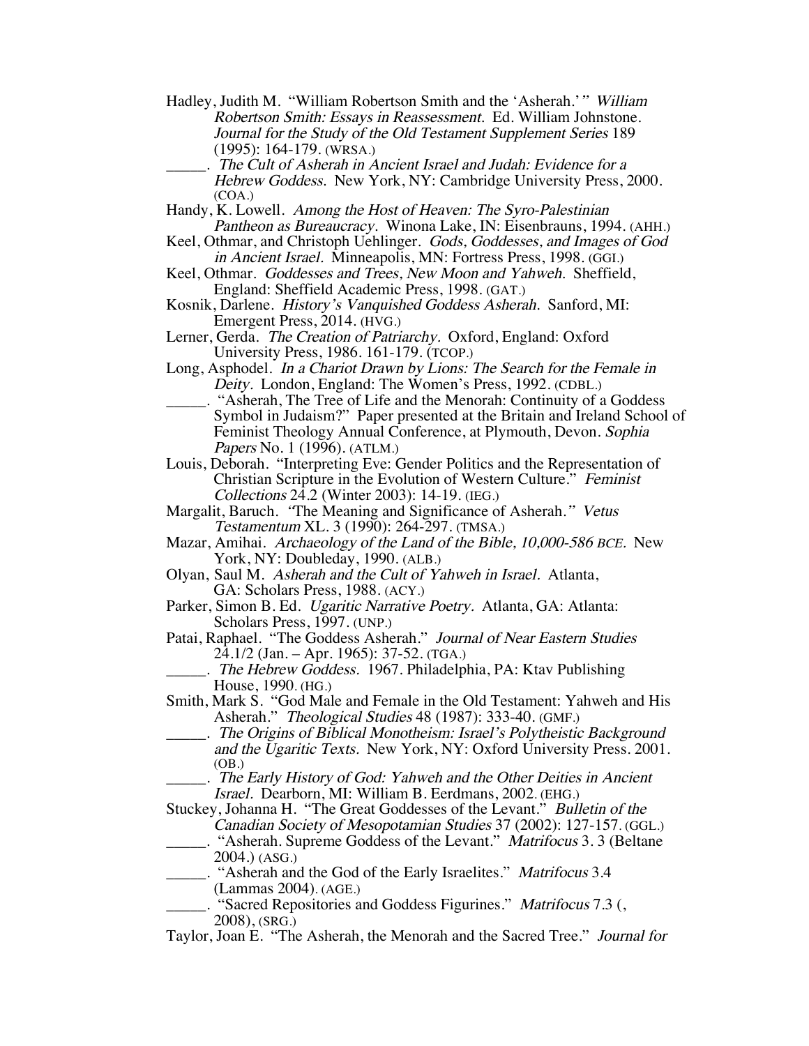Hadley, Judith M. "William Robertson Smith and the 'Asherah.'" *William Robertson Smith: Essays in Reassessment.* Ed. William Johnstone. *Journal for the Study of the Old Testament Supplement Series* 189 (1995): 164-179. (WRSA.)

_____. *The Cult of Asherah in Ancient Israel and Judah: Evidence for a Hebrew Goddess.* New York, NY: Cambridge University Press, 2000. (COA.)

Handy, K. Lowell. *Among the Host of Heaven: The Syro-Palestinian Pantheon as Bureaucracy.* Winona Lake, IN: Eisenbrauns, 1994. (AHH.)

Keel, Othmar, and Christoph Uehlinger. *Gods, Goddesses, and Images of God in Ancient Israel.* Minneapolis, MN: Fortress Press, 1998. (GGI.)

Keel, Othmar. *Goddesses and Trees, New Moon and Yahweh.* Sheffield, England: Sheffield Academic Press, 1998. (GAT.)

Kosnik, Darlene. *History's Vanquished Goddess Asherah.* Sanford, MI: Emergent Press, 2014. (HVG.)

Lerner, Gerda. *The Creation of Patriarchy.* Oxford, England: Oxford University Press, 1986. 161-179. (TCOP.)

Long, Asphodel. *In a Chariot Drawn by Lions: The Search for the Female in Deity.* London, England: The Women's Press, 1992. (CDBL.)

_____. "Asherah, The Tree of Life and the Menorah: Continuity of a Goddess Symbol in Judaism?" Paper presented at the Britain and Ireland School of Feminist Theology Annual Conference, at Plymouth, Devon. *Sophia Papers* No. 1 (1996). (ATLM.)

Louis, Deborah. "Interpreting Eve: Gender Politics and the Representation of Christian Scripture in the Evolution of Western Culture." *Feminist Collections* 24.2 (Winter 2003): 14-19. (IEG.)

Margalit, Baruch. "The Meaning and Significance of Asherah." *Vetus Testamentum* XL. 3 (1990): 264-297. (TMSA.)

Mazar, Amihai. *Archaeology of the Land of the Bible, 10,000-586 BCE.* New York, NY: Doubleday, 1990. (ALB.)

Olyan, Saul M. *Asherah and the Cult of Yahweh in Israel.* Atlanta, GA: Scholars Press, 1988. (ACY.)

Parker, Simon B. Ed. *Ugaritic Narrative Poetry.* Atlanta, GA: Atlanta: Scholars Press, 1997. (UNP.)

Patai, Raphael. "The Goddess Asherah." *Journal of Near Eastern Studies* 24.1/2 (Jan. – Apr. 1965): 37-52. (TGA.)

_____. *The Hebrew Goddess.* 1967. Philadelphia, PA: Ktav Publishing House, 1990. (HG.)

Smith, Mark S. "God Male and Female in the Old Testament: Yahweh and His Asherah." *Theological Studies* 48 (1987): 333-40. (GMF.)

_____. *The Origins of Biblical Monotheism: Israel's Polytheistic Background and the Ugaritic Texts.* New York, NY: Oxford University Press. 2001. (OB.)

_____. *The Early History of God: Yahweh and the Other Deities in Ancient Israel.* Dearborn, MI: William B. Eerdmans, 2002. (EHG.)

Stuckey, Johanna H. "The Great Goddesses of the Levant." *Bulletin of the Canadian Society of Mesopotamian Studies* 37 (2002): 127-157. (GGL.)

_____. "Asherah. Supreme Goddess of the Levant." *Matrifocus* 3. 3 (Beltane 2004.) (ASG.)

_____. "Asherah and the God of the Early Israelites." *Matrifocus* 3.4 (Lammas 2004). (AGE.)

_____. "Sacred Repositories and Goddess Figurines." *Matrifocus* 7.3 (, 2008), (SRG.)

Taylor, Joan E. "The Asherah, the Menorah and the Sacred Tree." *Journal for*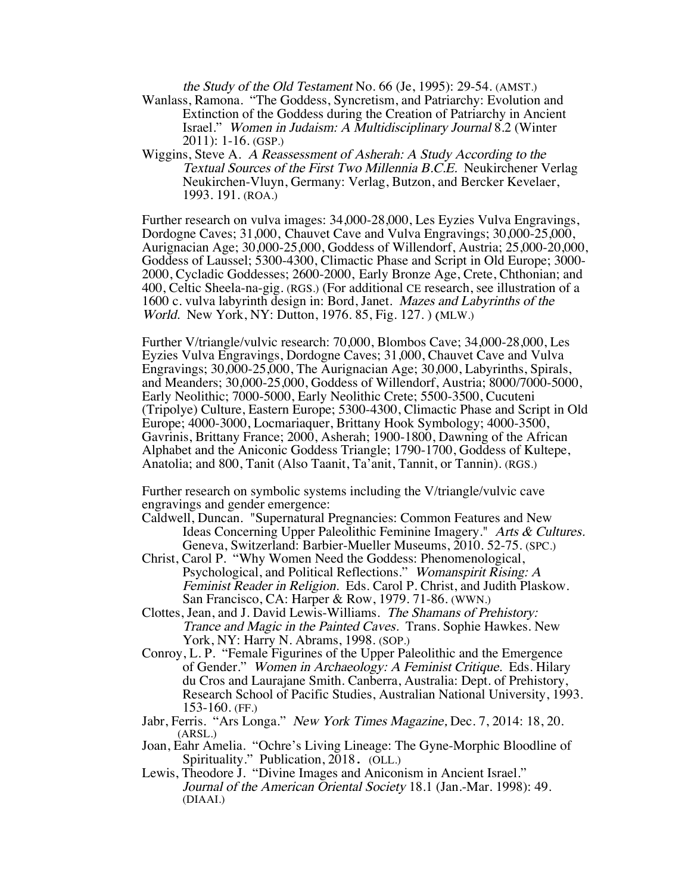*the Study of the Old Testament* No. 66 (Je, 1995): 29-54. (AMST.)

Wanlass, Ramona. "The Goddess, Syncretism, and Patriarchy: Evolution and Extinction of the Goddess during the Creation of Patriarchy in Ancient Israel." *Women in Judaism: A Multidisciplinary Journal* 8.2 (Winter 2011): 1-16. (GSP.)

Wiggins, Steve A. *A Reassessment of Asherah: A Study According to the Textual Sources of the First Two Millennia B.C.E.* Neukirchener Verlag Neukirchen-Vluyn, Germany: Verlag, Butzon, and Bercker Kevelaer, 1993. 191. (ROA.)

Further research on vulva images: 34,000-28,000, Les Eyzies Vulva Engravings, Dordogne Caves; 31,000, Chauvet Cave and Vulva Engravings; 30,000-25,000, Aurignacian Age; 30,000-25,000, Goddess of Willendorf, Austria; 25,000-20,000, Goddess of Laussel; 5300-4300, Climactic Phase and Script in Old Europe; 3000-2000, Cycladic Goddesses; 2600-2000, Early Bronze Age, Crete, Chthonian; and 400, Celtic Sheela-na-gig. (RGS.) (For additional CE research, see illustration of a 1600 c. vulva labyrinth design in: Bord, Janet. *Mazes and Labyrinths of the World.* New York, NY: Dutton, 1976. 85, Fig. 127. ) (MLW.)

Further V/triangle/vulvic research: 70,000, Blombos Cave; 34,000-28,000, Les Eyzies Vulva Engravings, Dordogne Caves; 31,000, Chauvet Cave and Vulva Engravings; 30,000-25,000, The Aurignacian Age; 30,000, Labyrinths, Spirals, and Meanders; 30,000-25,000, Goddess of Willendorf, Austria; 8000/7000-5000, Early Neolithic; 7000-5000, Early Neolithic Crete; 5500-3500, Cucuteni (Tripolye) Culture, Eastern Europe; 5300-4300, Climactic Phase and Script in Old Europe; 4000-3000, Locmariaquer, Brittany Hook Symbology; 4000-3500, Gavrinis, Brittany France; 2000, Asherah; 1900-1800, Dawning of the African Alphabet and the Aniconic Goddess Triangle; 1790-1700, Goddess of Kultepe, Anatolia; and 800, Tanit (Also Taanit, Ta'anit, Tannit, or Tannin). (RGS.)

Further research on symbolic systems including the V/triangle/vulvic cave engravings and gender emergence:

Caldwell, Duncan. "Supernatural Pregnancies: Common Features and New Ideas Concerning Upper Paleolithic Feminine Imagery." *Arts & Cultures.* Geneva, Switzerland: Barbier-Mueller Museums, 2010. 52-75. (SPC.)

Christ, Carol P. "Why Women Need the Goddess: Phenomenological, Psychological, and Political Reflections." *Womanspirit Rising: A Feminist Reader in Religion.* Eds. Carol P. Christ, and Judith Plaskow. San Francisco, CA: Harper & Row, 1979. 71-86. (WWN.)

Clottes, Jean, and J. David Lewis-Williams. *The Shamans of Prehistory: Trance and Magic in the Painted Caves.* Trans. Sophie Hawkes. New York, NY: Harry N. Abrams, 1998. (SOP.)

Conroy, L. P. "Female Figurines of the Upper Paleolithic and the Emergence of Gender." *Women in Archaeology: A Feminist Critique.* Eds. Hilary du Cros and Laurajane Smith. Canberra, Australia: Dept. of Prehistory, Research School of Pacific Studies, Australian National University, 1993. 153-160. (FF.)

Jabr, Ferris. "Ars Longa." *New York Times Magazine,* Dec. 7, 2014: 18, 20. (ARSL.)

Joan, Eahr Amelia. "Ochre's Living Lineage: The Gyne-Morphic Bloodline of Spirituality." Publication, 2018. (OLL.)

Lewis, Theodore J. "Divine Images and Aniconism in Ancient Israel." *Journal of the American Oriental Society* 18.1 (Jan.-Mar. 1998): 49. (DIAAI.)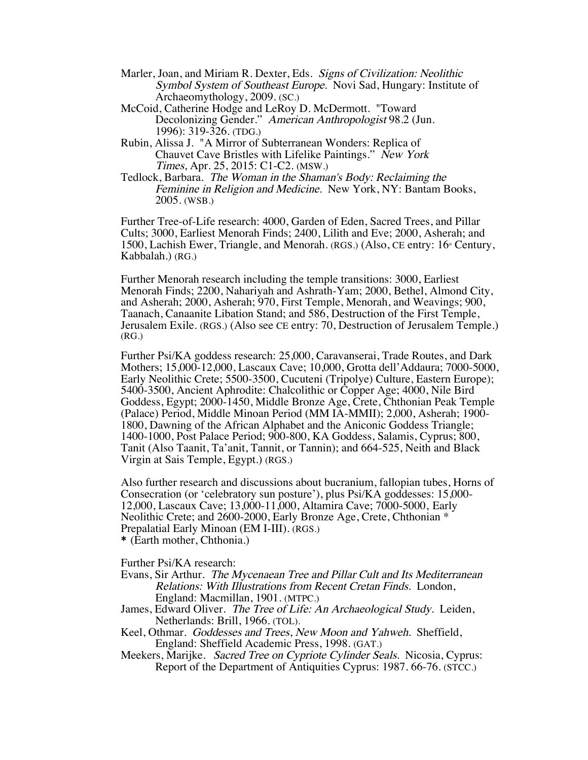Marler, Joan, and Miriam R. Dexter, Eds. *Signs of Civilization: Neolithic Symbol System of Southeast Europe.* Novi Sad, Hungary: Institute of Archaeomythology, 2009. (SC.)

McCoid, Catherine Hodge and LeRoy D. McDermott. "Toward Decolonizing Gender." *American Anthropologist* 98.2 (Jun. 1996): 319-326. (TDG.)

Rubin, Alissa J. "A Mirror of Subterranean Wonders: Replica of Chauvet Cave Bristles with Lifelike Paintings." *New York Times*, Apr. 25, 2015: C1-C2. (MSW.)

Tedlock, Barbara. *The Woman in the Shaman's Body: Reclaiming the Feminine in Religion and Medicine.* New York, NY: Bantam Books, 2005. (WSB.)

Further Tree-of-Life research: 4000, Garden of Eden, Sacred Trees, and Pillar Cults; 3000, Earliest Menorah Finds; 2400, Lilith and Eve; 2000, Asherah; and 1500, Lachish Ewer, Triangle, and Menorah. (RGS.) (Also, CE entry: 16th Century, Kabbalah.) (RG.)

Further Menorah research including the temple transitions: 3000, Earliest Menorah Finds; 2200, Nahariyah and Ashrath-Yam; 2000, Bethel, Almond City, and Asherah; 2000, Asherah; 970, First Temple, Menorah, and Weavings; 900, Taanach, Canaanite Libation Stand; and 586, Destruction of the First Temple, Jerusalem Exile. (RGS.) (Also see CE entry: 70, Destruction of Jerusalem Temple.) (RG.)

Further Psi/KA goddess research: 25,000, Caravanserai, Trade Routes, and Dark Mothers; 15,000-12,000, Lascaux Cave; 10,000, Grotta dell'Addaura; 7000-5000, Early Neolithic Crete; 5500-3500, Cucuteni (Tripolye) Culture, Eastern Europe); 5400-3500, Ancient Aphrodite: Chalcolithic or Copper Age; 4000, Nile Bird Goddess, Egypt; 2000-1450, Middle Bronze Age, Crete, Chthonian Peak Temple (Palace) Period, Middle Minoan Period (MM IA-MMII); 2,000, Asherah; 1900-1800, Dawning of the African Alphabet and the Aniconic Goddess Triangle; 1400-1000, Post Palace Period; 900-800, KA Goddess, Salamis, Cyprus; 800, Tanit (Also Taanit, Ta'anit, Tannit, or Tannin); and 664-525, Neith and Black Virgin at Sais Temple, Egypt.) (RGS.)

Also further research and discussions about bucranium, fallopian tubes, Horns of Consecration (or 'celebratory sun posture'), plus Psi/KA goddesses: 15,000-12,000, Lascaux Cave; 13,000-11,000, Altamira Cave; 7000-5000, Early Neolithic Crete; and 2600-2000, Early Bronze Age, Crete, Chthonian * Prepalatial Early Minoan (EM I-III). (RGS.)
* (Earth mother, Chthonia.)

Further Psi/KA research:

Evans, Sir Arthur. *The Mycenaean Tree and Pillar Cult and Its Mediterranean Relations: With Illustrations from Recent Cretan Finds.* London, England: Macmillan, 1901. (MTPC.)

James, Edward Oliver. *The Tree of Life: An Archaeological Study.* Leiden, Netherlands: Brill, 1966. (TOL).

Keel, Othmar. *Goddesses and Trees, New Moon and Yahweh.* Sheffield, England: Sheffield Academic Press, 1998. (GAT.)

Meekers, Marijke. *Sacred Tree on Cypriote Cylinder Seals.* Nicosia, Cyprus: Report of the Department of Antiquities Cyprus: 1987. 66-76. (STCC.)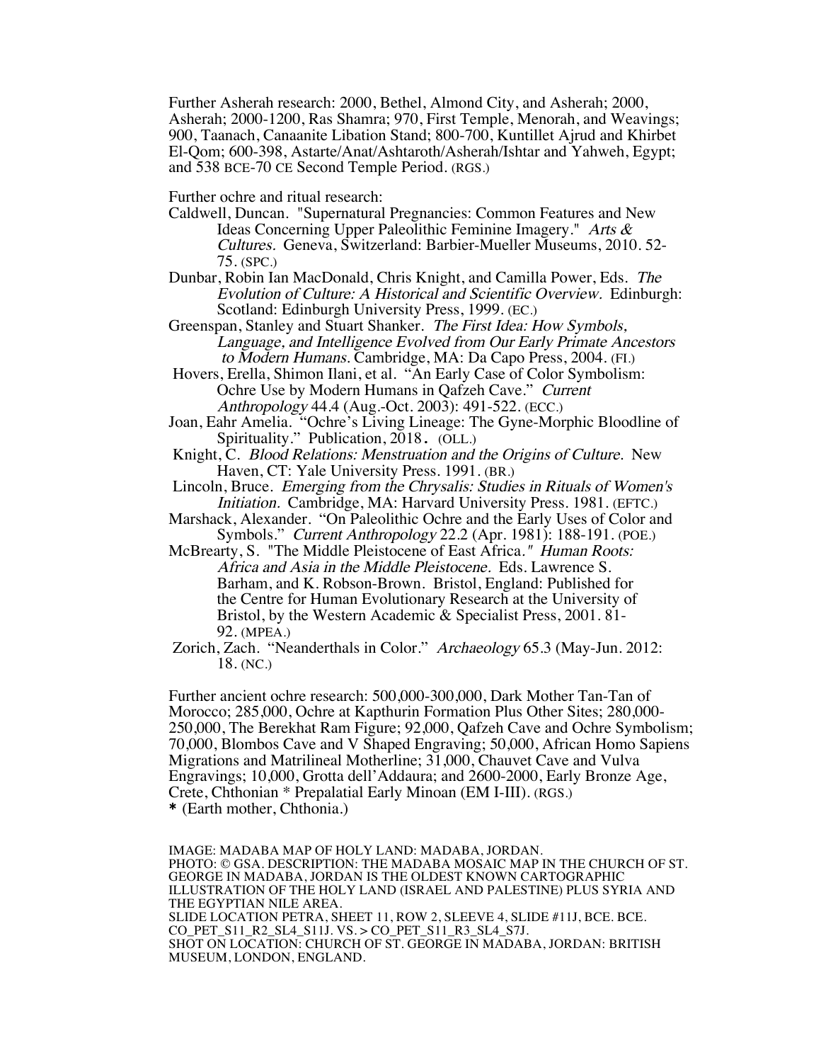Further Asherah research: 2000, Bethel, Almond City, and Asherah; 2000, Asherah; 2000-1200, Ras Shamra; 970, First Temple, Menorah, and Weavings; 900, Taanach, Canaanite Libation Stand; 800-700, Kuntillet Ajrud and Khirbet El-Qom; 600-398, Astarte/Anat/Ashtaroth/Asherah/Ishtar and Yahweh, Egypt; and 538 BCE-70 CE Second Temple Period. (RGS.)

Further ochre and ritual research:

Caldwell, Duncan. "Supernatural Pregnancies: Common Features and New Ideas Concerning Upper Paleolithic Feminine Imagery." *Arts & Cultures.* Geneva, Switzerland: Barbier-Mueller Museums, 2010. 52-75. (SPC.)

Dunbar, Robin Ian MacDonald, Chris Knight, and Camilla Power, Eds. *The Evolution of Culture: A Historical and Scientific Overview.* Edinburgh: Scotland: Edinburgh University Press, 1999. (EC.)

Greenspan, Stanley and Stuart Shanker. *The First Idea: How Symbols, Language, and Intelligence Evolved from Our Early Primate Ancestors to Modern Humans.* Cambridge, MA: Da Capo Press, 2004. (FI.)

Hovers, Erella, Shimon Ilani, et al. "An Early Case of Color Symbolism: Ochre Use by Modern Humans in Qafzeh Cave." *Current Anthropology* 44.4 (Aug.-Oct. 2003): 491-522. (ECC.)

Joan, Eahr Amelia. "Ochre's Living Lineage: The Gyne-Morphic Bloodline of Spirituality." Publication, 2018. (OLL.)

Knight, C. *Blood Relations: Menstruation and the Origins of Culture.* New Haven, CT: Yale University Press. 1991. (BR.)

Lincoln, Bruce. *Emerging from the Chrysalis: Studies in Rituals of Women's Initiation.* Cambridge, MA: Harvard University Press. 1981. (EFTC.)

Marshack, Alexander. "On Paleolithic Ochre and the Early Uses of Color and Symbols." *Current Anthropology* 22.2 (Apr. 1981): 188-191. (POE.)

McBrearty, S. "The Middle Pleistocene of East Africa." *Human Roots: Africa and Asia in the Middle Pleistocene.* Eds. Lawrence S. Barham, and K. Robson-Brown. Bristol, England: Published for the Centre for Human Evolutionary Research at the University of Bristol, by the Western Academic & Specialist Press, 2001. 81-92. (MPEA.)

Zorich, Zach. "Neanderthals in Color." *Archaeology* 65.3 (May-Jun. 2012: 18. (NC.)

Further ancient ochre research: 500,000-300,000, Dark Mother Tan-Tan of Morocco; 285,000, Ochre at Kapthurin Formation Plus Other Sites; 280,000-250,000, The Berekhat Ram Figure; 92,000, Qafzeh Cave and Ochre Symbolism; 70,000, Blombos Cave and V Shaped Engraving; 50,000, African Homo Sapiens Migrations and Matrilineal Motherline; 31,000, Chauvet Cave and Vulva Engravings; 10,000, Grotta dell'Addaura; and 2600-2000, Early Bronze Age, Crete, Chthonian * Prepalatial Early Minoan (EM I-III). (RGS.)
* (Earth mother, Chthonia.)

IMAGE: MADABA MAP OF HOLY LAND: MADABA, JORDAN.
PHOTO: © GSA. DESCRIPTION: THE MADABA MOSAIC MAP IN THE CHURCH OF ST. GEORGE IN MADABA, JORDAN IS THE OLDEST KNOWN CARTOGRAPHIC ILLUSTRATION OF THE HOLY LAND (ISRAEL AND PALESTINE) PLUS SYRIA AND THE EGYPTIAN NILE AREA.
SLIDE LOCATION PETRA, SHEET 11, ROW 2, SLEEVE 4, SLIDE #11J, BCE. BCE.
CO_PET_S11_R2_SL4_S11J. VS. > CO_PET_S11_R3_SL4_S7J.
SHOT ON LOCATION: CHURCH OF ST. GEORGE IN MADABA, JORDAN: BRITISH MUSEUM, LONDON, ENGLAND.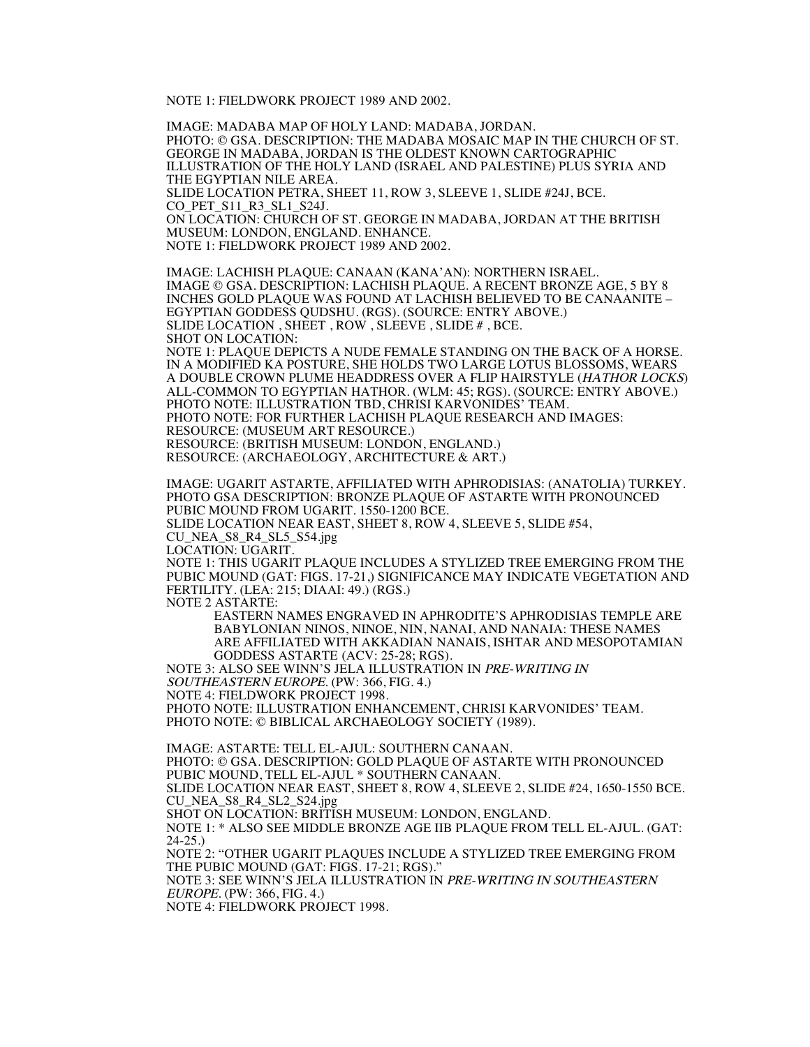NOTE 1: FIELDWORK PROJECT 1989 AND 2002.

IMAGE: MADABA MAP OF HOLY LAND: MADABA, JORDAN.
PHOTO: © GSA. DESCRIPTION: THE MADABA MOSAIC MAP IN THE CHURCH OF ST. GEORGE IN MADABA, JORDAN IS THE OLDEST KNOWN CARTOGRAPHIC ILLUSTRATION OF THE HOLY LAND (ISRAEL AND PALESTINE) PLUS SYRIA AND THE EGYPTIAN NILE AREA.
SLIDE LOCATION PETRA, SHEET 11, ROW 3, SLEEVE 1, SLIDE #24J, BCE.
CO_PET_S11_R3_SL1_S24J.
ON LOCATION: CHURCH OF ST. GEORGE IN MADABA, JORDAN AT THE BRITISH MUSEUM: LONDON, ENGLAND. ENHANCE.
NOTE 1: FIELDWORK PROJECT 1989 AND 2002.

IMAGE: LACHISH PLAQUE: CANAAN (KANA'AN): NORTHERN ISRAEL.
IMAGE © GSA. DESCRIPTION: LACHISH PLAQUE. A RECENT BRONZE AGE, 5 BY 8 INCHES GOLD PLAQUE WAS FOUND AT LACHISH BELIEVED TO BE CANAANITE – EGYPTIAN GODDESS QUDSHU. (RGS). (SOURCE: ENTRY ABOVE.)
SLIDE LOCATION , SHEET , ROW , SLEEVE , SLIDE # , BCE.
SHOT ON LOCATION:
NOTE 1: PLAQUE DEPICTS A NUDE FEMALE STANDING ON THE BACK OF A HORSE. IN A MODIFIED KA POSTURE, SHE HOLDS TWO LARGE LOTUS BLOSSOMS, WEARS A DOUBLE CROWN PLUME HEADDRESS OVER A FLIP HAIRSTYLE (*HATHOR LOCKS*) ALL-COMMON TO EGYPTIAN HATHOR. (WLM: 45; RGS). (SOURCE: ENTRY ABOVE.)
PHOTO NOTE: ILLUSTRATION TBD, CHRISI KARVONIDES' TEAM.
PHOTO NOTE: FOR FURTHER LACHISH PLAQUE RESEARCH AND IMAGES:
RESOURCE: (MUSEUM ART RESOURCE.)
RESOURCE: (BRITISH MUSEUM: LONDON, ENGLAND.)
RESOURCE: (ARCHAEOLOGY, ARCHITECTURE & ART.)

IMAGE: UGARIT ASTARTE, AFFILIATED WITH APHRODISIAS: (ANATOLIA) TURKEY.
PHOTO GSA DESCRIPTION: BRONZE PLAQUE OF ASTARTE WITH PRONOUNCED PUBIC MOUND FROM UGARIT. 1550-1200 BCE.
SLIDE LOCATION NEAR EAST, SHEET 8, ROW 4, SLEEVE 5, SLIDE #54,
CU_NEA_S8_R4_SL5_S54.jpg
LOCATION: UGARIT.
NOTE 1: THIS UGARIT PLAQUE INCLUDES A STYLIZED TREE EMERGING FROM THE PUBIC MOUND (GAT: FIGS. 17-21,) SIGNIFICANCE MAY INDICATE VEGETATION AND FERTILITY. (LEA: 215; DIAAI: 49.) (RGS.)
NOTE 2 ASTARTE:

> EASTERN NAMES ENGRAVED IN APHRODITE'S APHRODISIAS TEMPLE ARE BABYLONIAN NINOS, NINOE, NIN, NANAI, AND NANAIA: THESE NAMES ARE AFFILIATED WITH AKKADIAN NANAIS, ISHTAR AND MESOPOTAMIAN GODDESS ASTARTE (ACV: 25-28; RGS).

NOTE 3: ALSO SEE WINN'S JELA ILLUSTRATION IN *PRE-WRITING IN SOUTHEASTERN EUROPE.* (PW: 366, FIG. 4.)
NOTE 4: FIELDWORK PROJECT 1998.
PHOTO NOTE: ILLUSTRATION ENHANCEMENT, CHRISI KARVONIDES' TEAM.
PHOTO NOTE: © BIBLICAL ARCHAEOLOGY SOCIETY (1989).

IMAGE: ASTARTE: TELL EL-AJUL: SOUTHERN CANAAN.
PHOTO: © GSA. DESCRIPTION: GOLD PLAQUE OF ASTARTE WITH PRONOUNCED PUBIC MOUND, TELL EL-AJUL * SOUTHERN CANAAN.
SLIDE LOCATION NEAR EAST, SHEET 8, ROW 4, SLEEVE 2, SLIDE #24, 1650-1550 BCE.
CU_NEA_S8_R4_SL2_S24.jpg
SHOT ON LOCATION: BRITISH MUSEUM: LONDON, ENGLAND.
NOTE 1: * ALSO SEE MIDDLE BRONZE AGE IIB PLAQUE FROM TELL EL-AJUL. (GAT: 24-25.)
NOTE 2: "OTHER UGARIT PLAQUES INCLUDE A STYLIZED TREE EMERGING FROM THE PUBIC MOUND (GAT: FIGS. 17-21; RGS)."
NOTE 3: SEE WINN'S JELA ILLUSTRATION IN *PRE-WRITING IN SOUTHEASTERN EUROPE.* (PW: 366, FIG. 4.)
NOTE 4: FIELDWORK PROJECT 1998.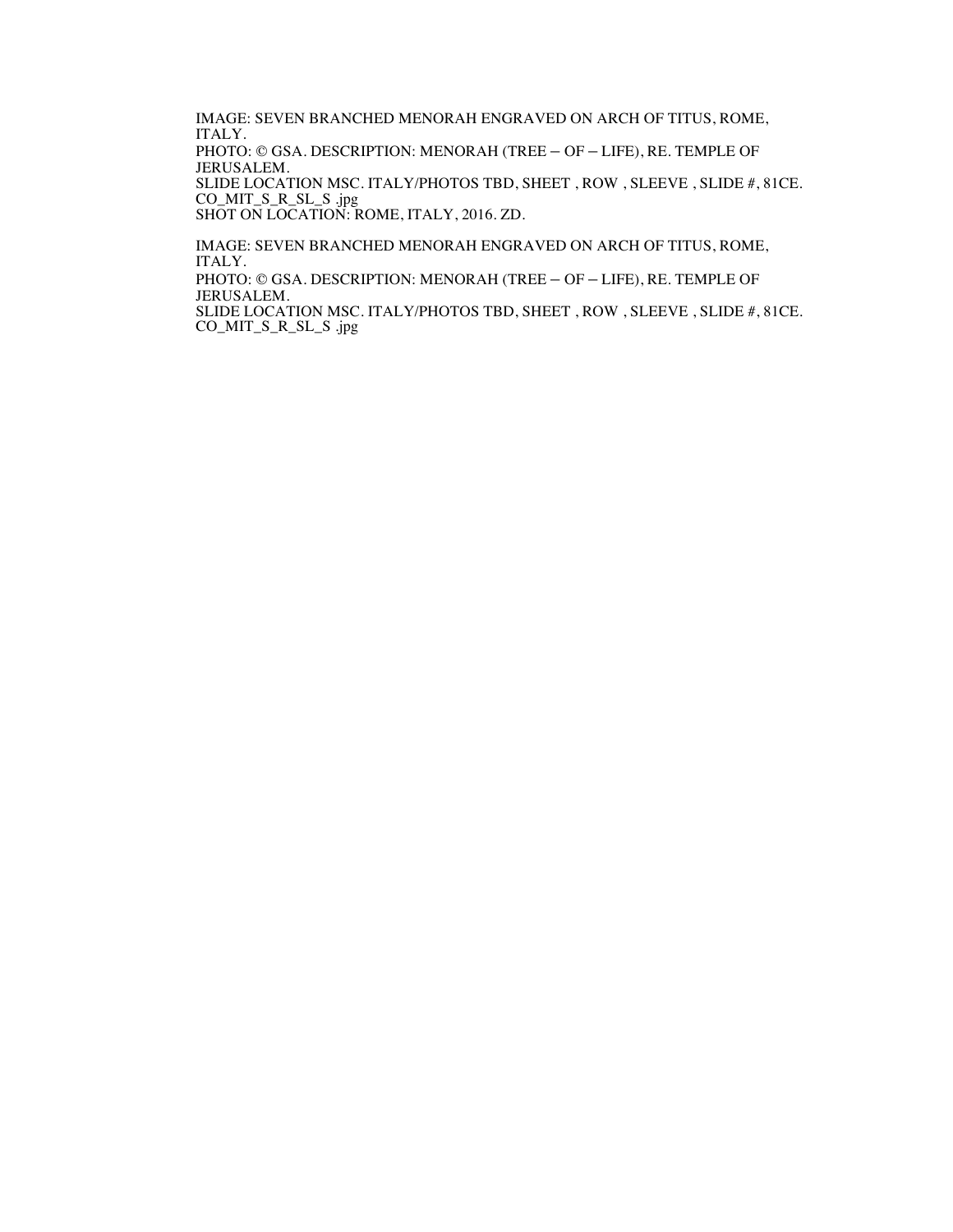IMAGE: SEVEN BRANCHED MENORAH ENGRAVED ON ARCH OF TITUS, ROME, ITALY.
PHOTO: © GSA. DESCRIPTION: MENORAH (TREE – OF – LIFE), RE. TEMPLE OF JERUSALEM.
SLIDE LOCATION MSC. ITALY/PHOTOS TBD, SHEET , ROW , SLEEVE , SLIDE #, 81CE.
CO_MIT_S_R_SL_S .jpg
SHOT ON LOCATION: ROME, ITALY, 2016. ZD.

IMAGE: SEVEN BRANCHED MENORAH ENGRAVED ON ARCH OF TITUS, ROME, ITALY.
PHOTO: © GSA. DESCRIPTION: MENORAH (TREE – OF – LIFE), RE. TEMPLE OF JERUSALEM.
SLIDE LOCATION MSC. ITALY/PHOTOS TBD, SHEET , ROW , SLEEVE , SLIDE #, 81CE.
CO_MIT_S_R_SL_S .jpg